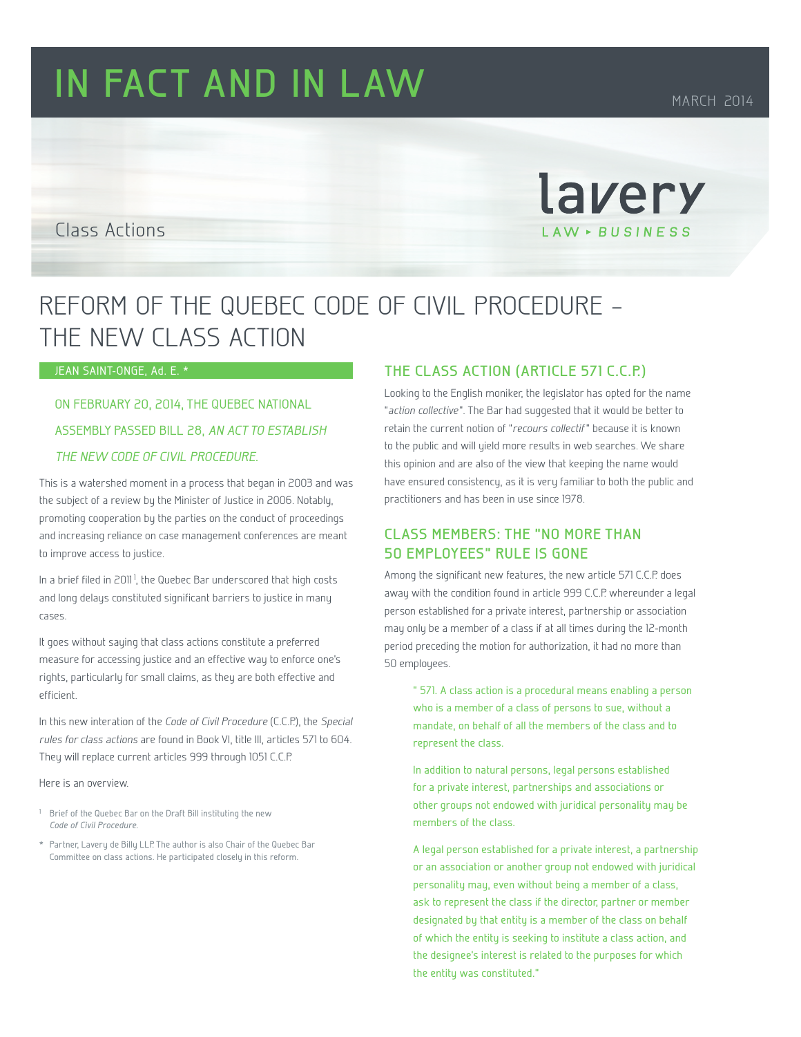# IN FACT AND IN LAW

MARCH 2014

Class Actions

lavery
LAW ▸ BUSINESS

# REFORM OF THE QUEBEC CODE OF CIVIL PROCEDURE – THE NEW CLASS ACTION

JEAN SAINT-ONGE, Ad. E. *

ON FEBRUARY 20, 2014, THE QUEBEC NATIONAL ASSEMBLY PASSED BILL 28, *AN ACT TO ESTABLISH THE NEW CODE OF CIVIL PROCEDURE.*

This is a watershed moment in a process that began in 2003 and was the subject of a review by the Minister of Justice in 2006. Notably, promoting cooperation by the parties on the conduct of proceedings and increasing reliance on case management conferences are meant to improve access to justice.

In a brief filed in 2011[1], the Quebec Bar underscored that high costs and long delays constituted significant barriers to justice in many cases.

It goes without saying that class actions constitute a preferred measure for accessing justice and an effective way to enforce one's rights, particularly for small claims, as they are both effective and efficient.

In this new iteration of the *Code of Civil Procedure* (C.C.P.), the *Special rules for class actions* are found in Book VI, title III, articles 571 to 604. They will replace current articles 999 through 1051 C.C.P.

Here is an overview.

[1] Brief of the Quebec Bar on the Draft Bill instituting the new *Code of Civil Procedure*.

\* Partner, Lavery de Billy LLP. The author is also Chair of the Quebec Bar Committee on class actions. He participated closely in this reform.

## THE CLASS ACTION (ARTICLE 571 C.C.P.)

Looking to the English moniker, the legislator has opted for the name "*action collective*". The Bar had suggested that it would be better to retain the current notion of "*recours collectif*" because it is known to the public and will yield more results in web searches. We share this opinion and are also of the view that keeping the name would have ensured consistency, as it is very familiar to both the public and practitioners and has been in use since 1978.

## CLASS MEMBERS: THE "NO MORE THAN 50 EMPLOYEES" RULE IS GONE

Among the significant new features, the new article 571 C.C.P. does away with the condition found in article 999 C.C.P. whereunder a legal person established for a private interest, partnership or association may only be a member of a class if at all times during the 12-month period preceding the motion for authorization, it had no more than 50 employees.

> " 571. A class action is a procedural means enabling a person who is a member of a class of persons to sue, without a mandate, on behalf of all the members of the class and to represent the class.
>
> In addition to natural persons, legal persons established for a private interest, partnerships and associations or other groups not endowed with juridical personality may be members of the class.
>
> A legal person established for a private interest, a partnership or an association or another group not endowed with juridical personality may, even without being a member of a class, ask to represent the class if the director, partner or member designated by that entity is a member of the class on behalf of which the entity is seeking to institute a class action, and the designee's interest is related to the purposes for which the entity was constituted."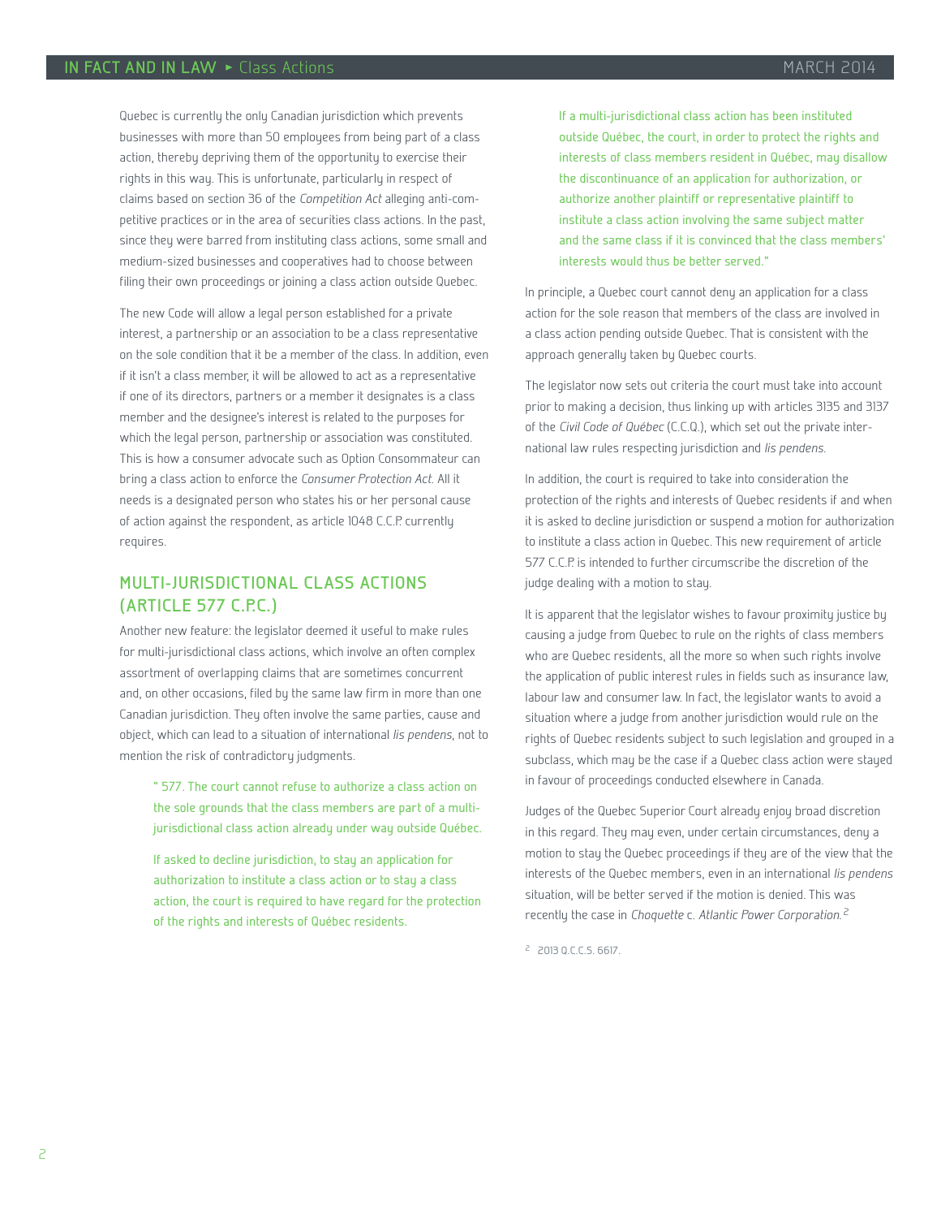Quebec is currently the only Canadian jurisdiction which prevents businesses with more than 50 employees from being part of a class action, thereby depriving them of the opportunity to exercise their rights in this way. This is unfortunate, particularly in respect of claims based on section 36 of the *Competition Act* alleging anti-competitive practices or in the area of securities class actions. In the past, since they were barred from instituting class actions, some small and medium-sized businesses and cooperatives had to choose between filing their own proceedings or joining a class action outside Quebec.

The new Code will allow a legal person established for a private interest, a partnership or an association to be a class representative on the sole condition that it be a member of the class. In addition, even if it isn't a class member, it will be allowed to act as a representative if one of its directors, partners or a member it designates is a class member and the designee's interest is related to the purposes for which the legal person, partnership or association was constituted. This is how a consumer advocate such as Option Consommateur can bring a class action to enforce the *Consumer Protection Act*. All it needs is a designated person who states his or her personal cause of action against the respondent, as article 1048 C.C.P. currently requires.

## MULTI-JURISDICTIONAL CLASS ACTIONS (ARTICLE 577 C.P.C.)

Another new feature: the legislator deemed it useful to make rules for multi-jurisdictional class actions, which involve an often complex assortment of overlapping claims that are sometimes concurrent and, on other occasions, filed by the same law firm in more than one Canadian jurisdiction. They often involve the same parties, cause and object, which can lead to a situation of international *lis pendens*, not to mention the risk of contradictory judgments.

> " 577. The court cannot refuse to authorize a class action on the sole grounds that the class members are part of a multi-jurisdictional class action already under way outside Québec.
>
> If asked to decline jurisdiction, to stay an application for authorization to institute a class action or to stay a class action, the court is required to have regard for the protection of the rights and interests of Québec residents.
>
> If a multi-jurisdictional class action has been instituted outside Québec, the court, in order to protect the rights and interests of class members resident in Québec, may disallow the discontinuance of an application for authorization, or authorize another plaintiff or representative plaintiff to institute a class action involving the same subject matter and the same class if it is convinced that the class members' interests would thus be better served."

In principle, a Quebec court cannot deny an application for a class action for the sole reason that members of the class are involved in a class action pending outside Quebec. That is consistent with the approach generally taken by Quebec courts.

The legislator now sets out criteria the court must take into account prior to making a decision, thus linking up with articles 3135 and 3137 of the *Civil Code of Québec* (C.C.Q.), which set out the private international law rules respecting jurisdiction and *lis pendens*.

In addition, the court is required to take into consideration the protection of the rights and interests of Quebec residents if and when it is asked to decline jurisdiction or suspend a motion for authorization to institute a class action in Quebec. This new requirement of article 577 C.C.P. is intended to further circumscribe the discretion of the judge dealing with a motion to stay.

It is apparent that the legislator wishes to favour proximity justice by causing a judge from Quebec to rule on the rights of class members who are Quebec residents, all the more so when such rights involve the application of public interest rules in fields such as insurance law, labour law and consumer law. In fact, the legislator wants to avoid a situation where a judge from another jurisdiction would rule on the rights of Quebec residents subject to such legislation and grouped in a subclass, which may be the case if a Quebec class action were stayed in favour of proceedings conducted elsewhere in Canada.

Judges of the Quebec Superior Court already enjoy broad discretion in this regard. They may even, under certain circumstances, deny a motion to stay the Quebec proceedings if they are of the view that the interests of the Quebec members, even in an international *lis pendens* situation, will be better served if the motion is denied. This was recently the case in *Choquette* c. *Atlantic Power Corporation*.[2]

[2] 2013 Q.C.C.S. 6617.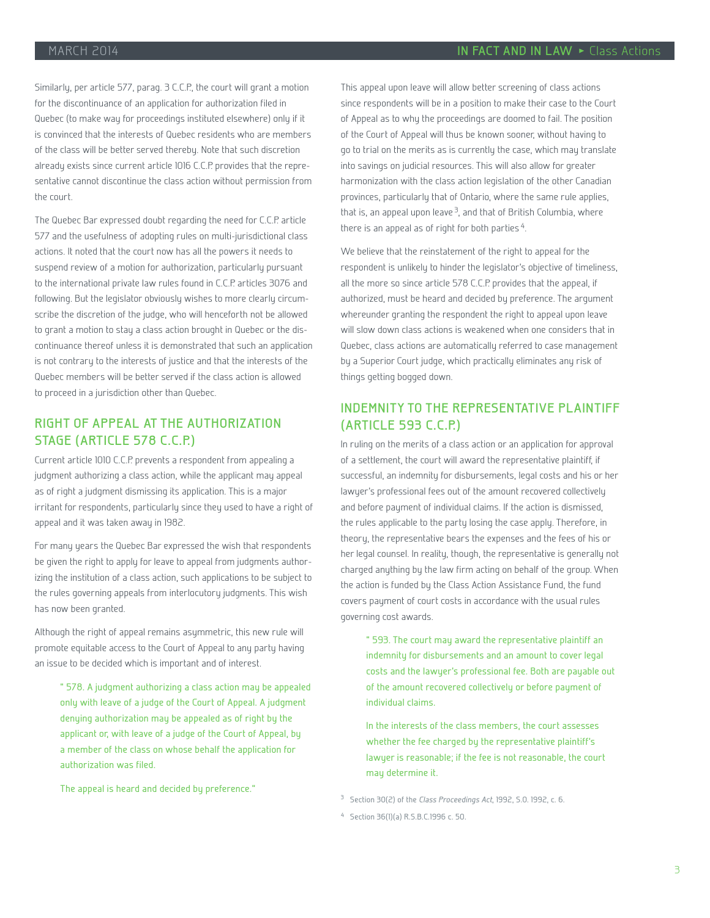Similarly, per article 577, parag. 3 C.C.P., the court will grant a motion for the discontinuance of an application for authorization filed in Quebec (to make way for proceedings instituted elsewhere) only if it is convinced that the interests of Quebec residents who are members of the class will be better served thereby. Note that such discretion already exists since current article 1016 C.C.P. provides that the representative cannot discontinue the class action without permission from the court.

The Quebec Bar expressed doubt regarding the need for C.C.P. article 577 and the usefulness of adopting rules on multi-jurisdictional class actions. It noted that the court now has all the powers it needs to suspend review of a motion for authorization, particularly pursuant to the international private law rules found in C.C.P. articles 3076 and following. But the legislator obviously wishes to more clearly circumscribe the discretion of the judge, who will henceforth not be allowed to grant a motion to stay a class action brought in Quebec or the discontinuance thereof unless it is demonstrated that such an application is not contrary to the interests of justice and that the interests of the Quebec members will be better served if the class action is allowed to proceed in a jurisdiction other than Quebec.

## RIGHT OF APPEAL AT THE AUTHORIZATION STAGE (ARTICLE 578 C.C.P.)

Current article 1010 C.C.P. prevents a respondent from appealing a judgment authorizing a class action, while the applicant may appeal as of right a judgment dismissing its application. This is a major irritant for respondents, particularly since they used to have a right of appeal and it was taken away in 1982.

For many years the Quebec Bar expressed the wish that respondents be given the right to apply for leave to appeal from judgments authorizing the institution of a class action, such applications to be subject to the rules governing appeals from interlocutory judgments. This wish has now been granted.

Although the right of appeal remains asymmetric, this new rule will promote equitable access to the Court of Appeal to any party having an issue to be decided which is important and of interest.

> " 578. A judgment authorizing a class action may be appealed only with leave of a judge of the Court of Appeal. A judgment denying authorization may be appealed as of right by the applicant or, with leave of a judge of the Court of Appeal, by a member of the class on whose behalf the application for authorization was filed.
>
> The appeal is heard and decided by preference."

This appeal upon leave will allow better screening of class actions since respondents will be in a position to make their case to the Court of Appeal as to why the proceedings are doomed to fail. The position of the Court of Appeal will thus be known sooner, without having to go to trial on the merits as is currently the case, which may translate into savings on judicial resources. This will also allow for greater harmonization with the class action legislation of the other Canadian provinces, particularly that of Ontario, where the same rule applies, that is, an appeal upon leave[3], and that of British Columbia, where there is an appeal as of right for both parties[4].

We believe that the reinstatement of the right to appeal for the respondent is unlikely to hinder the legislator's objective of timeliness, all the more so since article 578 C.C.P. provides that the appeal, if authorized, must be heard and decided by preference. The argument whereunder granting the respondent the right to appeal upon leave will slow down class actions is weakened when one considers that in Quebec, class actions are automatically referred to case management by a Superior Court judge, which practically eliminates any risk of things getting bogged down.

## INDEMNITY TO THE REPRESENTATIVE PLAINTIFF (ARTICLE 593 C.C.P.)

In ruling on the merits of a class action or an application for approval of a settlement, the court will award the representative plaintiff, if successful, an indemnity for disbursements, legal costs and his or her lawyer's professional fees out of the amount recovered collectively and before payment of individual claims. If the action is dismissed, the rules applicable to the party losing the case apply. Therefore, in theory, the representative bears the expenses and the fees of his or her legal counsel. In reality, though, the representative is generally not charged anything by the law firm acting on behalf of the group. When the action is funded by the Class Action Assistance Fund, the fund covers payment of court costs in accordance with the usual rules governing cost awards.

> " 593. The court may award the representative plaintiff an indemnity for disbursements and an amount to cover legal costs and the lawyer's professional fee. Both are payable out of the amount recovered collectively or before payment of individual claims.
>
> In the interests of the class members, the court assesses whether the fee charged by the representative plaintiff's lawyer is reasonable; if the fee is not reasonable, the court may determine it.

[3] Section 30(2) of the *Class Proceedings Act*, 1992, S.O. 1992, c. 6.

[4] Section 36(1)(a) R.S.B.C.1996 c. 50.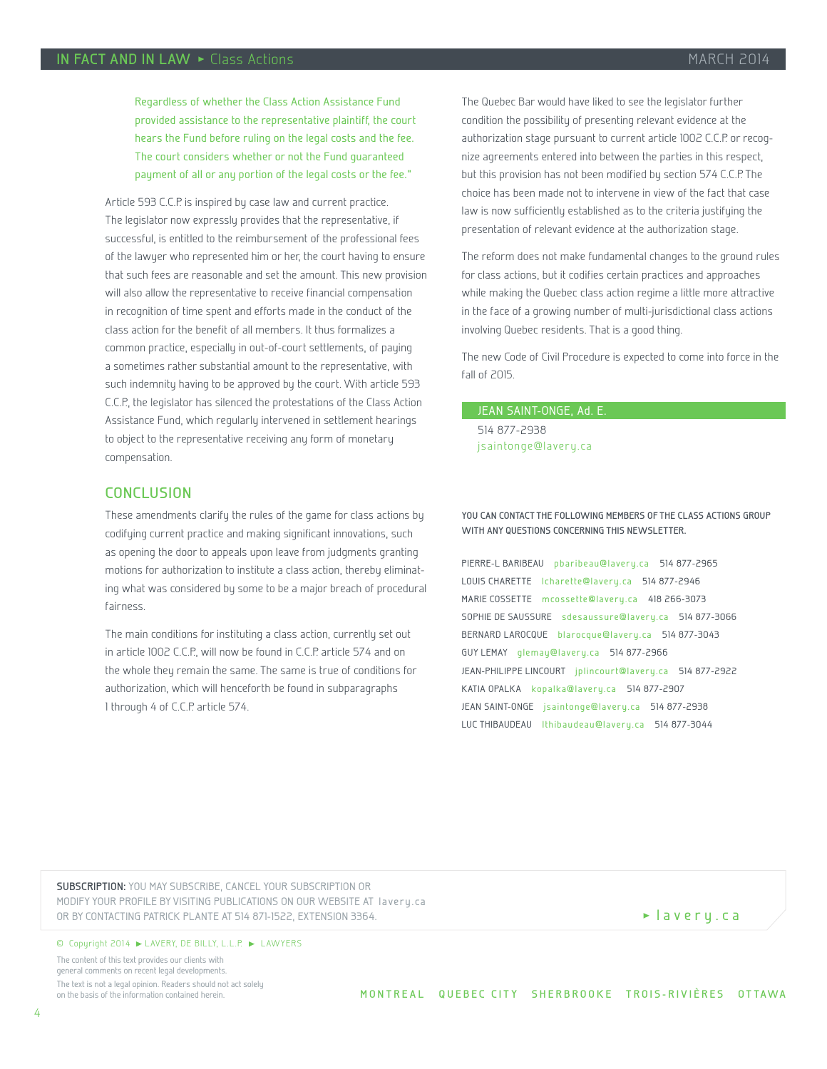> Regardless of whether the Class Action Assistance Fund provided assistance to the representative plaintiff, the court hears the Fund before ruling on the legal costs and the fee. The court considers whether or not the Fund guaranteed payment of all or any portion of the legal costs or the fee."

Article 593 C.C.P. is inspired by case law and current practice. The legislator now expressly provides that the representative, if successful, is entitled to the reimbursement of the professional fees of the lawyer who represented him or her, the court having to ensure that such fees are reasonable and set the amount. This new provision will also allow the representative to receive financial compensation in recognition of time spent and efforts made in the conduct of the class action for the benefit of all members. It thus formalizes a common practice, especially in out-of-court settlements, of paying a sometimes rather substantial amount to the representative, with such indemnity having to be approved by the court. With article 593 C.C.P., the legislator has silenced the protestations of the Class Action Assistance Fund, which regularly intervened in settlement hearings to object to the representative receiving any form of monetary compensation.

## CONCLUSION

These amendments clarify the rules of the game for class actions by codifying current practice and making significant innovations, such as opening the door to appeals upon leave from judgments granting motions for authorization to institute a class action, thereby eliminating what was considered by some to be a major breach of procedural fairness.

The main conditions for instituting a class action, currently set out in article 1002 C.C.P., will now be found in C.C.P. article 574 and on the whole they remain the same. The same is true of conditions for authorization, which will henceforth be found in subparagraphs 1 through 4 of C.C.P. article 574.

The Quebec Bar would have liked to see the legislator further condition the possibility of presenting relevant evidence at the authorization stage pursuant to current article 1002 C.C.P. or recognize agreements entered into between the parties in this respect, but this provision has not been modified by section 574 C.C.P. The choice has been made not to intervene in view of the fact that case law is now sufficiently established as to the criteria justifying the presentation of relevant evidence at the authorization stage.

The reform does not make fundamental changes to the ground rules for class actions, but it codifies certain practices and approaches while making the Quebec class action regime a little more attractive in the face of a growing number of multi-jurisdictional class actions involving Quebec residents. That is a good thing.

The new Code of Civil Procedure is expected to come into force in the fall of 2015.

**JEAN SAINT-ONGE, Ad. E.**
514 877-2938
jsaintonge@lavery.ca

**YOU CAN CONTACT THE FOLLOWING MEMBERS OF THE CLASS ACTIONS GROUP WITH ANY QUESTIONS CONCERNING THIS NEWSLETTER.**

PIERRE-L BARIBEAU pbaribeau@lavery.ca 514 877-2965
LOUIS CHARETTE lcharette@lavery.ca 514 877-2946
MARIE COSSETTE mcossette@lavery.ca 418 266-3073
SOPHIE DE SAUSSURE sdesaussure@lavery.ca 514 877-3066
BERNARD LAROCQUE blarocque@lavery.ca 514 877-3043
GUY LEMAY glemay@lavery.ca 514 877-2966
JEAN-PHILIPPE LINCOURT jplincourt@lavery.ca 514 877-2922
KATIA OPALKA kopalka@lavery.ca 514 877-2907
JEAN SAINT-ONGE jsaintonge@lavery.ca 514 877-2938
LUC THIBAUDEAU lthibaudeau@lavery.ca 514 877-3044

**SUBSCRIPTION:** YOU MAY SUBSCRIBE, CANCEL YOUR SUBSCRIPTION OR MODIFY YOUR PROFILE BY VISITING PUBLICATIONS ON OUR WEBSITE AT lavery.ca OR BY CONTACTING PATRICK PLANTE AT 514 871-1522, EXTENSION 3364.

► lavery.ca

© Copyright 2014 ► LAVERY, DE BILLY, L.L.P. ► LAWYERS

The content of this text provides our clients with general comments on recent legal developments. The text is not a legal opinion. Readers should not act solely on the basis of the information contained herein.

MONTREAL QUEBEC CITY SHERBROOKE TROIS-RIVIÈRES OTTAWA